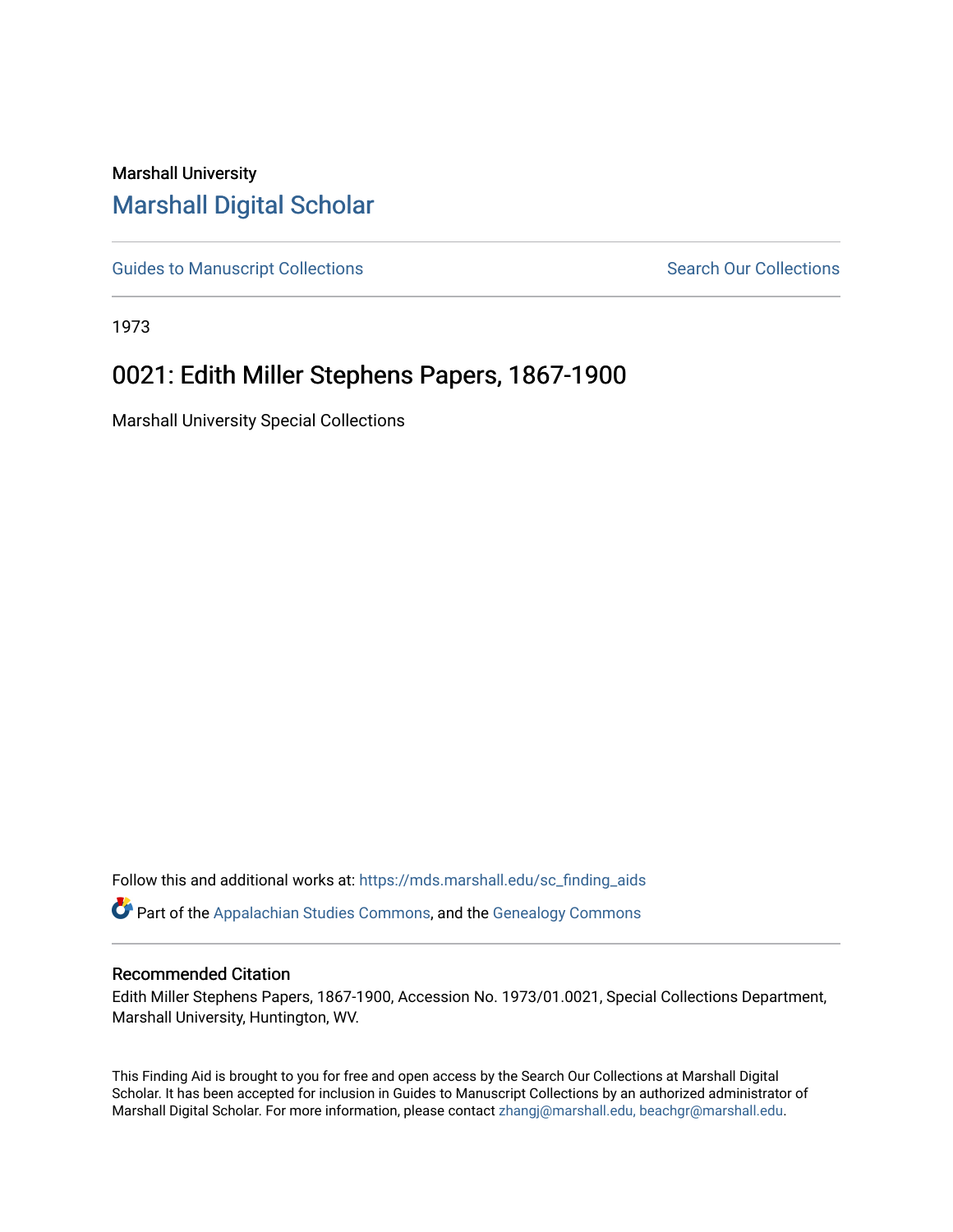Marshall University

# Marshall Digital Scholar

Guides to Manuscript Collections

Search Our Collections

1973

## 0021: Edith Miller Stephens Papers, 1867-1900

Marshall University Special Collections

Follow this and additional works at: https://mds.marshall.edu/sc_finding_aids

Part of the Appalachian Studies Commons, and the Genealogy Commons

### Recommended Citation

Edith Miller Stephens Papers, 1867-1900, Accession No. 1973/01.0021, Special Collections Department, Marshall University, Huntington, WV.

This Finding Aid is brought to you for free and open access by the Search Our Collections at Marshall Digital Scholar. It has been accepted for inclusion in Guides to Manuscript Collections by an authorized administrator of Marshall Digital Scholar. For more information, please contact zhangj@marshall.edu, beachgr@marshall.edu.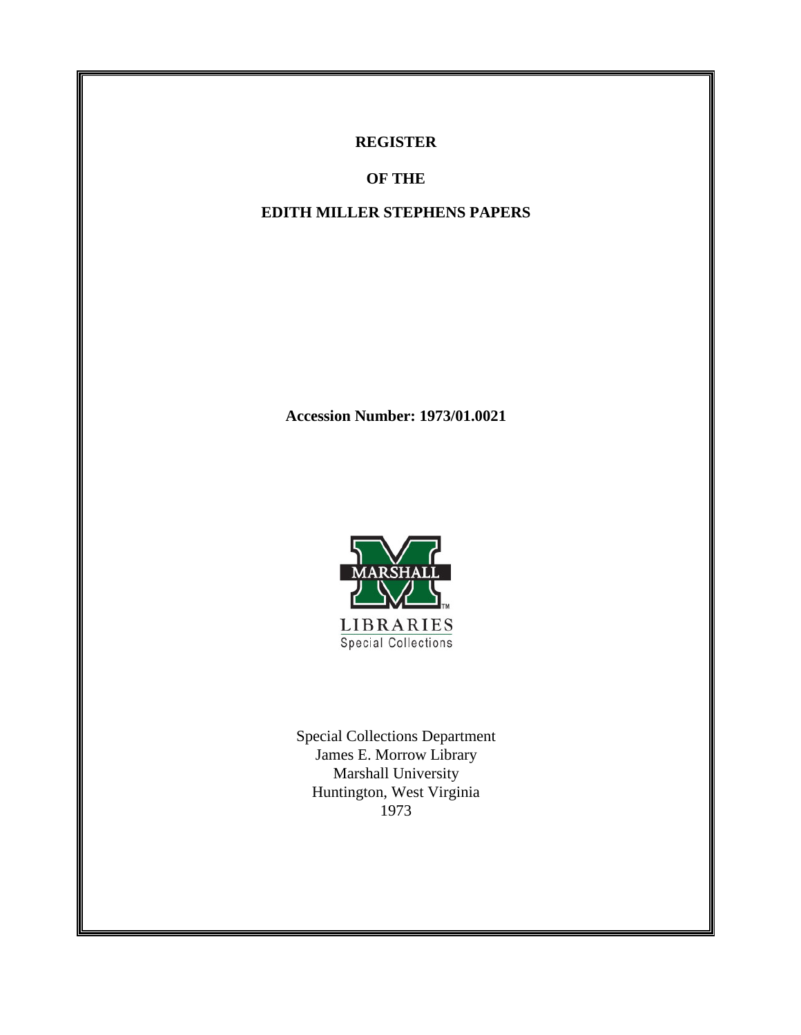**REGISTER**

**OF THE**

**EDITH MILLER STEPHENS PAPERS**

**Accession Number: 1973/01.0021**

Special Collections Department
James E. Morrow Library
Marshall University
Huntington, West Virginia
1973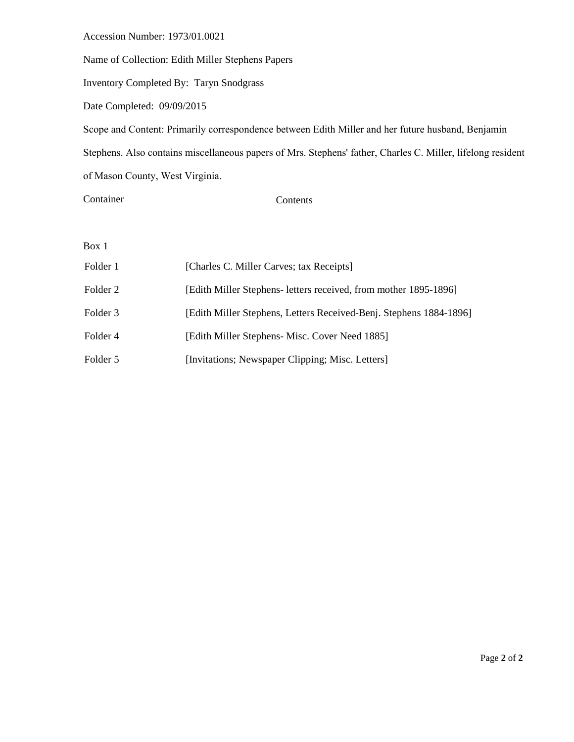Accession Number: 1973/01.0021

Name of Collection: Edith Miller Stephens Papers

Inventory Completed By: Taryn Snodgrass

Date Completed: 09/09/2015

Scope and Content: Primarily correspondence between Edith Miller and her future husband, Benjamin Stephens. Also contains miscellaneous papers of Mrs. Stephens' father, Charles C. Miller, lifelong resident of Mason County, West Virginia.

| Container | Contents |
|---|---|
| Box 1 | |
| Folder 1 | [Charles C. Miller Carves; tax Receipts] |
| Folder 2 | [Edith Miller Stephens- letters received, from mother 1895-1896] |
| Folder 3 | [Edith Miller Stephens, Letters Received-Benj. Stephens 1884-1896] |
| Folder 4 | [Edith Miller Stephens- Misc. Cover Need 1885] |
| Folder 5 | [Invitations; Newspaper Clipping; Misc. Letters] |